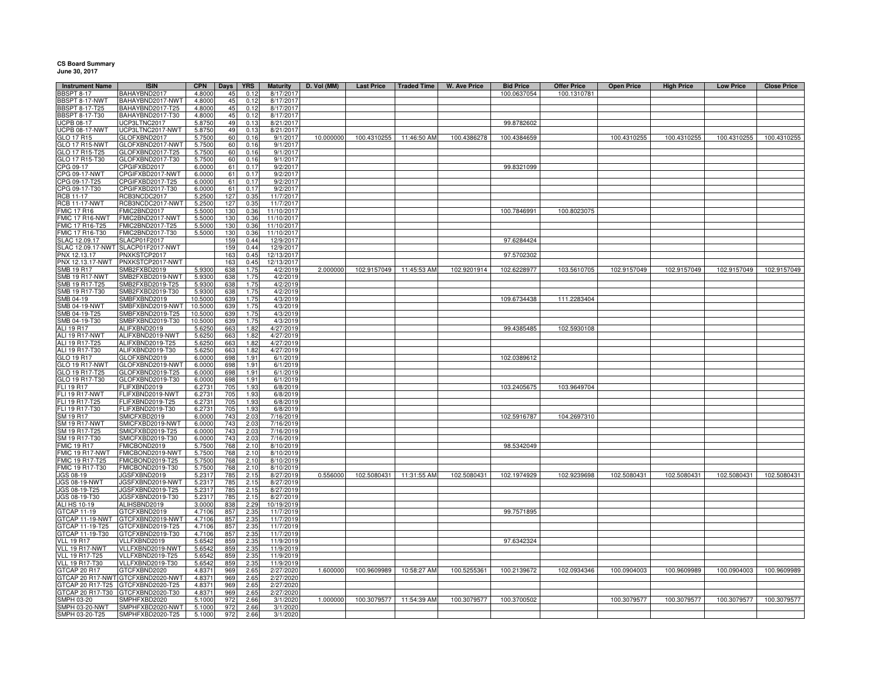**CS Board Summary**
**June 30, 2017**

| Instrument Name | ISIN | CPN | Days | YRS | Maturity | D. Vol (MM) | Last Price | Traded Time | W. Ave Price | Bid Price | Offer Price | Open Price | High Price | Low Price | Close Price |
|---|---|---|---|---|---|---|---|---|---|---|---|---|---|---|---|
| BBSPT 8-17 | BAHAYBND2017 | 4.8000 | 45 | 0.12 | 8/17/2017 | | | | | 100.0637054 | 100.1310781 | | | | |
| BBSPT 8-17-NWT | BAHAYBND2017-NWT | 4.8000 | 45 | 0.12 | 8/17/2017 | | | | | | | | | | |
| BBSPT 8-17-T25 | BAHAYBND2017-T25 | 4.8000 | 45 | 0.12 | 8/17/2017 | | | | | | | | | | |
| BBSPT 8-17-T30 | BAHAYBND2017-T30 | 4.8000 | 45 | 0.12 | 8/17/2017 | | | | | | | | | | |
| UCPB 08-17 | UCP3LTNC2017 | 5.8750 | 49 | 0.13 | 8/21/2017 | | | | | 99.8782602 | | | | | |
| UCPB 08-17-NWT | UCP3LTNC2017-NWT | 5.8750 | 49 | 0.13 | 8/21/2017 | | | | | | | | | | |
| GLO 17 R15 | GLOFXBND2017 | 5.7500 | 60 | 0.16 | 9/1/2017 | 10.000000 | 100.4310255 | 11:46:50 AM | 100.4386278 | 100.4384659 | | 100.4310255 | 100.4310255 | 100.4310255 | 100.4310255 |
| GLO 17 R15-NWT | GLOFXBND2017-NWT | 5.7500 | 60 | 0.16 | 9/1/2017 | | | | | | | | | | |
| GLO 17 R15-T25 | GLOFXBND2017-T25 | 5.7500 | 60 | 0.16 | 9/1/2017 | | | | | | | | | | |
| GLO 17 R15-T30 | GLOFXBND2017-T30 | 5.7500 | 60 | 0.16 | 9/1/2017 | | | | | | | | | | |
| CPG 09-17 | CPGIFXBD2017 | 6.0000 | 61 | 0.17 | 9/2/2017 | | | | | 99.8321099 | | | | | |
| CPG 09-17-NWT | CPGIFXBD2017-NWT | 6.0000 | 61 | 0.17 | 9/2/2017 | | | | | | | | | | |
| CPG 09-17-T25 | CPGIFXBD2017-T25 | 6.0000 | 61 | 0.17 | 9/2/2017 | | | | | | | | | | |
| CPG 09-17-T30 | CPGIFXBD2017-T30 | 6.0000 | 61 | 0.17 | 9/2/2017 | | | | | | | | | | |
| RCB 11-17 | RCB3NCDC2017 | 5.2500 | 127 | 0.35 | 11/7/2017 | | | | | | | | | | |
| RCB 11-17-NWT | RCB3NCDC2017-NWT | 5.2500 | 127 | 0.35 | 11/7/2017 | | | | | | | | | | |
| FMIC 17 R16 | FMIC2BND2017 | 5.5000 | 130 | 0.36 | 11/10/2017 | | | | | 100.7846991 | 100.8023075 | | | | |
| FMIC 17 R16-NWT | FMIC2BND2017-NWT | 5.5000 | 130 | 0.36 | 11/10/2017 | | | | | | | | | | |
| FMIC 17 R16-T25 | FMIC2BND2017-T25 | 5.5000 | 130 | 0.36 | 11/10/2017 | | | | | | | | | | |
| FMIC 17 R16-T30 | FMIC2BND2017-T30 | 5.5000 | 130 | 0.36 | 11/10/2017 | | | | | | | | | | |
| SLAC 12.09.17 | SLACP01F2017 | | 159 | 0.44 | 12/9/2017 | | | | | 97.6284424 | | | | | |
| SLAC 12.09.17-NWT | SLACP01F2017-NWT | | 159 | 0.44 | 12/9/2017 | | | | | | | | | | |
| PNX 12.13.17 | PNXKSTCP2017 | | 163 | 0.45 | 12/13/2017 | | | | | 97.5702302 | | | | | |
| PNX 12.13.17-NWT | PNXKSTCP2017-NWT | | 163 | 0.45 | 12/13/2017 | | | | | | | | | | |
| SMB 19 R17 | SMB2FXBD2019 | 5.9300 | 638 | 1.75 | 4/2/2019 | 2.000000 | 102.9157049 | 11:45:53 AM | 102.9201914 | 102.6228977 | 103.5610705 | 102.9157049 | 102.9157049 | 102.9157049 | 102.9157049 |
| SMB 19 R17-NWT | SMB2FXBD2019-NWT | 5.9300 | 638 | 1.75 | 4/2/2019 | | | | | | | | | | |
| SMB 19 R17-T25 | SMB2FXBD2019-T25 | 5.9300 | 638 | 1.75 | 4/2/2019 | | | | | | | | | | |
| SMB 19 R17-T30 | SMB2FXBD2019-T30 | 5.9300 | 638 | 1.75 | 4/2/2019 | | | | | | | | | | |
| SMB 04-19 | SMBFXBND2019 | 10.5000 | 639 | 1.75 | 4/3/2019 | | | | | 109.6734438 | 111.2283404 | | | | |
| SMB 04-19-NWT | SMBFXBND2019-NWT | 10.5000 | 639 | 1.75 | 4/3/2019 | | | | | | | | | | |
| SMB 04-19-T25 | SMBFXBND2019-T25 | 10.5000 | 639 | 1.75 | 4/3/2019 | | | | | | | | | | |
| SMB 04-19-T30 | SMBFXBND2019-T30 | 10.5000 | 639 | 1.75 | 4/3/2019 | | | | | | | | | | |
| ALI 19 R17 | ALIFXBND2019 | 5.6250 | 663 | 1.82 | 4/27/2019 | | | | | 99.4385485 | 102.5930108 | | | | |
| ALI 19 R17-NWT | ALIFXBND2019-NWT | 5.6250 | 663 | 1.82 | 4/27/2019 | | | | | | | | | | |
| ALI 19 R17-T25 | ALIFXBND2019-T25 | 5.6250 | 663 | 1.82 | 4/27/2019 | | | | | | | | | | |
| ALI 19 R17-T30 | ALIFXBND2019-T30 | 5.6250 | 663 | 1.82 | 4/27/2019 | | | | | | | | | | |
| GLO 19 R17 | GLOFXBND2019 | 6.0000 | 698 | 1.91 | 6/1/2019 | | | | | 102.0389612 | | | | | |
| GLO 19 R17-NWT | GLOFXBND2019-NWT | 6.0000 | 698 | 1.91 | 6/1/2019 | | | | | | | | | | |
| GLO 19 R17-T25 | GLOFXBND2019-T25 | 6.0000 | 698 | 1.91 | 6/1/2019 | | | | | | | | | | |
| GLO 19 R17-T30 | GLOFXBND2019-T30 | 6.0000 | 698 | 1.91 | 6/1/2019 | | | | | | | | | | |
| FLI 19 R17 | FLIFXBND2019 | 6.2731 | 705 | 1.93 | 6/8/2019 | | | | | 103.2405675 | 103.9649704 | | | | |
| FLI 19 R17-NWT | FLIFXBND2019-NWT | 6.2731 | 705 | 1.93 | 6/8/2019 | | | | | | | | | | |
| FLI 19 R17-T25 | FLIFXBND2019-T25 | 6.2731 | 705 | 1.93 | 6/8/2019 | | | | | | | | | | |
| FLI 19 R17-T30 | FLIFXBND2019-T30 | 6.2731 | 705 | 1.93 | 6/8/2019 | | | | | | | | | | |
| SM 19 R17 | SMICFXBD2019 | 6.0000 | 743 | 2.03 | 7/16/2019 | | | | | 102.5916787 | 104.2697310 | | | | |
| SM 19 R17-NWT | SMICFXBD2019-NWT | 6.0000 | 743 | 2.03 | 7/16/2019 | | | | | | | | | | |
| SM 19 R17-T25 | SMICFXBD2019-T25 | 6.0000 | 743 | 2.03 | 7/16/2019 | | | | | | | | | | |
| SM 19 R17-T30 | SMICFXBD2019-T30 | 6.0000 | 743 | 2.03 | 7/16/2019 | | | | | | | | | | |
| FMIC 19 R17 | FMICBOND2019 | 5.7500 | 768 | 2.10 | 8/10/2019 | | | | | 98.5342049 | | | | | |
| FMIC 19 R17-NWT | FMICBOND2019-NWT | 5.7500 | 768 | 2.10 | 8/10/2019 | | | | | | | | | | |
| FMIC 19 R17-T25 | FMICBOND2019-T25 | 5.7500 | 768 | 2.10 | 8/10/2019 | | | | | | | | | | |
| FMIC 19 R17-T30 | FMICBOND2019-T30 | 5.7500 | 768 | 2.10 | 8/10/2019 | | | | | | | | | | |
| JGS 08-19 | JGSFXBND2019 | 5.2317 | 785 | 2.15 | 8/27/2019 | 0.556000 | 102.5080431 | 11:31:55 AM | 102.5080431 | 102.1974929 | 102.9239698 | 102.5080431 | 102.5080431 | 102.5080431 | 102.5080431 |
| JGS 08-19-NWT | JGSFXBND2019-NWT | 5.2317 | 785 | 2.15 | 8/27/2019 | | | | | | | | | | |
| JGS 08-19-T25 | JGSFXBND2019-T25 | 5.2317 | 785 | 2.15 | 8/27/2019 | | | | | | | | | | |
| JGS 08-19-T30 | JGSFXBND2019-T30 | 5.2317 | 785 | 2.15 | 8/27/2019 | | | | | | | | | | |
| ALI HS 10-19 | ALIHSBND2019 | 3.0000 | 838 | 2.29 | 10/19/2019 | | | | | | | | | | |
| GTCAP 11-19 | GTCFXBND2019 | 4.7106 | 857 | 2.35 | 11/7/2019 | | | | | 99.7571895 | | | | | |
| GTCAP 11-19-NWT | GTCFXBND2019-NWT | 4.7106 | 857 | 2.35 | 11/7/2019 | | | | | | | | | | |
| GTCAP 11-19-T25 | GTCFXBND2019-T25 | 4.7106 | 857 | 2.35 | 11/7/2019 | | | | | | | | | | |
| GTCAP 11-19-T30 | GTCFXBND2019-T30 | 4.7106 | 857 | 2.35 | 11/7/2019 | | | | | | | | | | |
| VLL 19 R17 | VLLFXBND2019 | 5.6542 | 859 | 2.35 | 11/9/2019 | | | | | 97.6342324 | | | | | |
| VLL 19 R17-NWT | VLLFXBND2019-NWT | 5.6542 | 859 | 2.35 | 11/9/2019 | | | | | | | | | | |
| VLL 19 R17-T25 | VLLFXBND2019-T25 | 5.6542 | 859 | 2.35 | 11/9/2019 | | | | | | | | | | |
| VLL 19 R17-T30 | VLLFXBND2019-T30 | 5.6542 | 859 | 2.35 | 11/9/2019 | | | | | | | | | | |
| GTCAP 20 R17 | GTCFXBND2020 | 4.8371 | 969 | 2.65 | 2/27/2020 | 1.600000 | 100.9609989 | 10:58:27 AM | 100.5255361 | 100.2139672 | 102.0934346 | 100.0904003 | 100.9609989 | 100.0904003 | 100.9609989 |
| GTCAP 20 R17-NWT | GTCFXBND2020-NWT | 4.8371 | 969 | 2.65 | 2/27/2020 | | | | | | | | | | |
| GTCAP 20 R17-T25 | GTCFXBND2020-T25 | 4.8371 | 969 | 2.65 | 2/27/2020 | | | | | | | | | | |
| GTCAP 20 R17-T30 | GTCFXBND2020-T30 | 4.8371 | 969 | 2.65 | 2/27/2020 | | | | | | | | | | |
| SMPH 03-20 | SMPHFXBD2020 | 5.1000 | 972 | 2.66 | 3/1/2020 | 1.000000 | 100.3079577 | 11:54:39 AM | 100.3079577 | 100.3700502 | | 100.3079577 | 100.3079577 | 100.3079577 | 100.3079577 |
| SMPH 03-20-NWT | SMPHFXBD2020-NWT | 5.1000 | 972 | 2.66 | 3/1/2020 | | | | | | | | | | |
| SMPH 03-20-T25 | SMPHFXBD2020-T25 | 5.1000 | 972 | 2.66 | 3/1/2020 | | | | | | | | | | |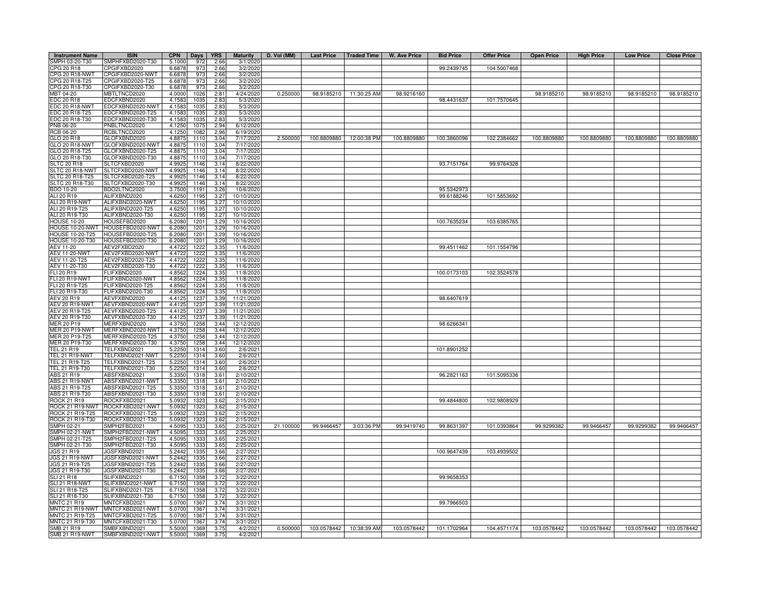| Instrument Name | ISIN | CPN | Days | YRS | Maturity | D. Vol (MM) | Last Price | Traded Time | W. Ave Price | Bid Price | Offer Price | Open Price | High Price | Low Price | Close Price |
|---|---|---|---|---|---|---|---|---|---|---|---|---|---|---|---|
| SMPH 03-20-T30 | SMPHFXBD2020-T30 | 5.1000 | 972 | 2.66 | 3/1/2020 | | | | | | | | | | |
| CPG 20 R18 | CPGIFXBD2020 | 6.6878 | 973 | 2.66 | 3/2/2020 | | | | | 99.2439745 | 104.5007468 | | | | |
| CPG 20 R18-NWT | CPGIFXBD2020-NWT | 6.6878 | 973 | 2.66 | 3/2/2020 | | | | | | | | | | |
| CPG 20 R18-T25 | CPGIFXBD2020-T25 | 6.6878 | 973 | 2.66 | 3/2/2020 | | | | | | | | | | |
| CPG 20 R18-T30 | CPGIFXBD2020-T30 | 6.6878 | 973 | 2.66 | 3/2/2020 | | | | | | | | | | |
| MBT 04-20 | MBTLTNCD2020 | 4.0000 | 1026 | 2.81 | 4/24/2020 | 0.250000 | 98.9185210 | 11:30:25 AM | 98.9216160 | | | 98.9185210 | 98.9185210 | 98.9185210 | 98.9185210 |
| EDC 20 R18 | EDCFXBND2020 | 4.1583 | 1035 | 2.83 | 5/3/2020 | | | | | 98.4431637 | 101.7570645 | | | | |
| EDC 20 R18-NWT | EDCFXBND2020-NWT | 4.1583 | 1035 | 2.83 | 5/3/2020 | | | | | | | | | | |
| EDC 20 R18-T25 | EDCFXBND2020-T25 | 4.1583 | 1035 | 2.83 | 5/3/2020 | | | | | | | | | | |
| EDC 20 R18-T30 | EDCFXBND2020-T30 | 4.1583 | 1035 | 2.83 | 5/3/2020 | | | | | | | | | | |
| PNB 06-20 | PNBLTNCD2020 | 4.1250 | 1075 | 2.94 | 6/12/2020 | | | | | | | | | | |
| RCB 06-20 | RCBLTNCD2020 | 4.1250 | 1082 | 2.96 | 6/19/2020 | | | | | | | | | | |
| GLO 20 R18 | GLOFXBND2020 | 4.8875 | 1110 | 3.04 | 7/17/2020 | 2.500000 | 100.8809880 | 12:00:38 PM | 100.8809880 | 100.3860096 | 102.2384662 | 100.8809880 | 100.8809880 | 100.8809880 | 100.8809880 |
| GLO 20 R18-NWT | GLOFXBND2020-NWT | 4.8875 | 1110 | 3.04 | 7/17/2020 | | | | | | | | | | |
| GLO 20 R18-T25 | GLOFXBND2020-T25 | 4.8875 | 1110 | 3.04 | 7/17/2020 | | | | | | | | | | |
| GLO 20 R18-T30 | GLOFXBND2020-T30 | 4.8875 | 1110 | 3.04 | 7/17/2020 | | | | | | | | | | |
| SLTC 20 R18 | SLTCFXBD2020 | 4.9925 | 1146 | 3.14 | 8/22/2020 | | | | | 93.7151764 | 99.9764328 | | | | |
| SLTC 20 R18-NWT | SLTCFXBD2020-NWT | 4.9925 | 1146 | 3.14 | 8/22/2020 | | | | | | | | | | |
| SLTC 20 R18-T25 | SLTCFXBD2020-T25 | 4.9925 | 1146 | 3.14 | 8/22/2020 | | | | | | | | | | |
| SLTC 20 R18-T30 | SLTCFXBD2020-T30 | 4.9925 | 1146 | 3.14 | 8/22/2020 | | | | | | | | | | |
| BDO 10-20 | BDO2LTNC2020 | 3.7500 | 1191 | 3.26 | 10/6/2020 | | | | | 95.5342973 | | | | | |
| ALI 20 R19 | ALIFXBND2020 | 4.6250 | 1195 | 3.27 | 10/10/2020 | | | | | 99.6188246 | 101.5853692 | | | | |
| ALI 20 R19-NWT | ALIFXBND2020-NWT | 4.6250 | 1195 | 3.27 | 10/10/2020 | | | | | | | | | | |
| ALI 20 R19-T25 | ALIFXBND2020-T25 | 4.6250 | 1195 | 3.27 | 10/10/2020 | | | | | | | | | | |
| ALI 20 R19-T30 | ALIFXBND2020-T30 | 4.6250 | 1195 | 3.27 | 10/10/2020 | | | | | | | | | | |
| HOUSE 10-20 | HOUSEFBD2020 | 6.2080 | 1201 | 3.29 | 10/16/2020 | | | | | 100.7635234 | 103.6385765 | | | | |
| HOUSE 10-20-NWT | HOUSEFBD2020-NWT | 6.2080 | 1201 | 3.29 | 10/16/2020 | | | | | | | | | | |
| HOUSE 10-20-T25 | HOUSEFBD2020-T25 | 6.2080 | 1201 | 3.29 | 10/16/2020 | | | | | | | | | | |
| HOUSE 10-20-T30 | HOUSEFBD2020-T30 | 6.2080 | 1201 | 3.29 | 10/16/2020 | | | | | | | | | | |
| AEV 11-20 | AEV2FXBD2020 | 4.4722 | 1222 | 3.35 | 11/6/2020 | | | | | 99.4511462 | 101.1554796 | | | | |
| AEV 11-20-NWT | AEV2FXBD2020-NWT | 4.4722 | 1222 | 3.35 | 11/6/2020 | | | | | | | | | | |
| AEV 11-20-T25 | AEV2FXBD2020-T25 | 4.4722 | 1222 | 3.35 | 11/6/2020 | | | | | | | | | | |
| AEV 11-20-T30 | AEV2FXBD2020-T30 | 4.4722 | 1222 | 3.35 | 11/6/2020 | | | | | | | | | | |
| FLI 20 R19 | FLIFXBND2020 | 4.8562 | 1224 | 3.35 | 11/8/2020 | | | | | 100.0173103 | 102.3524578 | | | | |
| FLI 20 R19-NWT | FLIFXBND2020-NWT | 4.8562 | 1224 | 3.35 | 11/8/2020 | | | | | | | | | | |
| FLI 20 R19-T25 | FLIFXBND2020-T25 | 4.8562 | 1224 | 3.35 | 11/8/2020 | | | | | | | | | | |
| FLI 20 R19-T30 | FLIFXBND2020-T30 | 4.8562 | 1224 | 3.35 | 11/8/2020 | | | | | | | | | | |
| AEV 20 R19 | AEVFXBND2020 | 4.4125 | 1237 | 3.39 | 11/21/2020 | | | | | 98.6407619 | | | | | |
| AEV 20 R19-NWT | AEVFXBND2020-NWT | 4.4125 | 1237 | 3.39 | 11/21/2020 | | | | | | | | | | |
| AEV 20 R19-T25 | AEVFXBND2020-T25 | 4.4125 | 1237 | 3.39 | 11/21/2020 | | | | | | | | | | |
| AEV 20 R19-T30 | AEVFXBND2020-T30 | 4.4125 | 1237 | 3.39 | 11/21/2020 | | | | | | | | | | |
| MER 20 P19 | MERFXBND2020 | 4.3750 | 1258 | 3.44 | 12/12/2020 | | | | | 98.6266341 | | | | | |
| MER 20 P19-NWT | MERFXBND2020-NWT | 4.3750 | 1258 | 3.44 | 12/12/2020 | | | | | | | | | | |
| MER 20 P19-T25 | MERFXBND2020-T25 | 4.3750 | 1258 | 3.44 | 12/12/2020 | | | | | | | | | | |
| MER 20 P19-T30 | MERFXBND2020-T30 | 4.3750 | 1258 | 3.44 | 12/12/2020 | | | | | | | | | | |
| TEL 21 R19 | TELFXBND2021 | 5.2250 | 1314 | 3.60 | 2/6/2021 | | | | | 101.8901252 | | | | | |
| TEL 21 R19-NWT | TELFXBND2021-NWT | 5.2250 | 1314 | 3.60 | 2/6/2021 | | | | | | | | | | |
| TEL 21 R19-T25 | TELFXBND2021-T25 | 5.2250 | 1314 | 3.60 | 2/6/2021 | | | | | | | | | | |
| TEL 21 R19-T30 | TELFXBND2021-T30 | 5.2250 | 1314 | 3.60 | 2/6/2021 | | | | | | | | | | |
| ABS 21 R19 | ABSFXBND2021 | 5.3350 | 1318 | 3.61 | 2/10/2021 | | | | | 96.2821163 | 101.5095336 | | | | |
| ABS 21 R19-NWT | ABSFXBND2021-NWT | 5.3350 | 1318 | 3.61 | 2/10/2021 | | | | | | | | | | |
| ABS 21 R19-T25 | ABSFXBND2021-T25 | 5.3350 | 1318 | 3.61 | 2/10/2021 | | | | | | | | | | |
| ABS 21 R19-T30 | ABSFXBND2021-T30 | 5.3350 | 1318 | 3.61 | 2/10/2021 | | | | | | | | | | |
| ROCK 21 R19 | ROCKFXBD2021 | 5.0932 | 1323 | 3.62 | 2/15/2021 | | | | | 99.4844800 | 102.9808929 | | | | |
| ROCK 21 R19-NWT | ROCKFXBD2021-NWT | 5.0932 | 1323 | 3.62 | 2/15/2021 | | | | | | | | | | |
| ROCK 21 R19-T25 | ROCKFXBD2021-T25 | 5.0932 | 1323 | 3.62 | 2/15/2021 | | | | | | | | | | |
| ROCK 21 R19-T30 | ROCKFXBD2021-T30 | 5.0932 | 1323 | 3.62 | 2/15/2021 | | | | | | | | | | |
| SMPH 02-21 | SMPH2FBD2021 | 4.5095 | 1333 | 3.65 | 2/25/2021 | 21.100000 | 99.9466457 | 3:03:36 PM | 99.9419740 | 99.8631397 | 101.0393864 | 99.9299382 | 99.9466457 | 99.9299382 | 99.9466457 |
| SMPH 02-21-NWT | SMPH2FBD2021-NWT | 4.5095 | 1333 | 3.65 | 2/25/2021 | | | | | | | | | | |
| SMPH 02-21-T25 | SMPH2FBD2021-T25 | 4.5095 | 1333 | 3.65 | 2/25/2021 | | | | | | | | | | |
| SMPH 02-21-T30 | SMPH2FBD2021-T30 | 4.5095 | 1333 | 3.65 | 2/25/2021 | | | | | | | | | | |
| JGS 21 R19 | JGSFXBND2021 | 5.2442 | 1335 | 3.66 | 2/27/2021 | | | | | 100.9647439 | 103.4939502 | | | | |
| JGS 21 R19-NWT | JGSFXBND2021-NWT | 5.2442 | 1335 | 3.66 | 2/27/2021 | | | | | | | | | | |
| JGS 21 R19-T25 | JGSFXBND2021-T25 | 5.2442 | 1335 | 3.66 | 2/27/2021 | | | | | | | | | | |
| JGS 21 R19-T30 | JGSFXBND2021-T30 | 5.2442 | 1335 | 3.66 | 2/27/2021 | | | | | | | | | | |
| SLI 21 R18 | SLIFXBND2021 | 6.7150 | 1358 | 3.72 | 3/22/2021 | | | | | 99.9658353 | | | | | |
| SLI 21 R18-NWT | SLIFXBND2021-NWT | 6.7150 | 1358 | 3.72 | 3/22/2021 | | | | | | | | | | |
| SLI 21 R18-T25 | SLIFXBND2021-T25 | 6.7150 | 1358 | 3.72 | 3/22/2021 | | | | | | | | | | |
| SLI 21 R18-T30 | SLIFXBND2021-T30 | 6.7150 | 1358 | 3.72 | 3/22/2021 | | | | | | | | | | |
| MNTC 21 R19 | MNTCFXBD2021 | 5.0700 | 1367 | 3.74 | 3/31/2021 | | | | | 99.7966503 | | | | | |
| MNTC 21 R19-NWT | MNTCFXBD2021-NWT | 5.0700 | 1367 | 3.74 | 3/31/2021 | | | | | | | | | | |
| MNTC 21 R19-T25 | MNTCFXBD2021-T25 | 5.0700 | 1367 | 3.74 | 3/31/2021 | | | | | | | | | | |
| MNTC 21 R19-T30 | MNTCFXBD2021-T30 | 5.0700 | 1367 | 3.74 | 3/31/2021 | | | | | | | | | | |
| SMB 21 R19 | SMBFXBND2021 | 5.5000 | 1369 | 3.75 | 4/2/2021 | 0.500000 | 103.0578442 | 10:38:39 AM | 103.0578442 | 101.1702964 | 104.4571174 | 103.0578442 | 103.0578442 | 103.0578442 | 103.0578442 |
| SMB 21 R19-NWT | SMBFXBND2021-NWT | 5.5000 | 1369 | 3.75 | 4/2/2021 | | | | | | | | | | |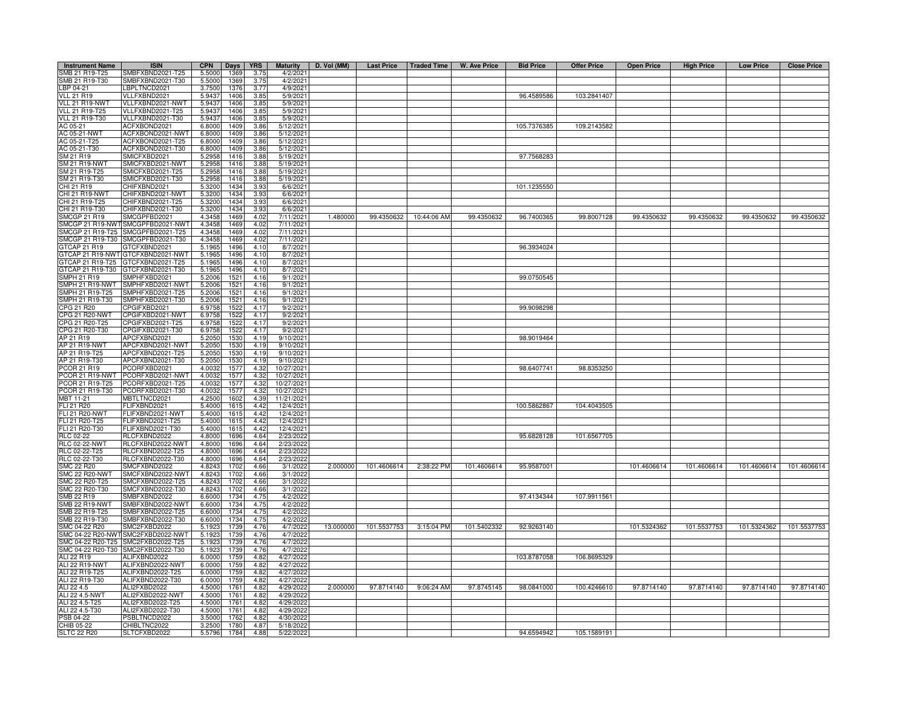| Instrument Name | ISIN | CPN | Days | YRS | Maturity | D. Vol (MM) | Last Price | Traded Time | W. Ave Price | Bid Price | Offer Price | Open Price | High Price | Low Price | Close Price |
|---|---|---|---|---|---|---|---|---|---|---|---|---|---|---|---|
| SMB 21 R19-T25 | SMBFXBND2021-T25 | 5.5000 | 1369 | 3.75 | 4/2/2021 | | | | | | | | | | |
| SMB 21 R19-T30 | SMBFXBND2021-T30 | 5.5000 | 1369 | 3.75 | 4/2/2021 | | | | | | | | | | |
| LBP 04-21 | LBPLTNCD2021 | 3.7500 | 1376 | 3.77 | 4/9/2021 | | | | | | | | | | |
| VLL 21 R19 | VLLFXBND2021 | 5.9437 | 1406 | 3.85 | 5/9/2021 | | | | | 96.4589586 | 103.2841407 | | | | |
| VLL 21 R19-NWT | VLLFXBND2021-NWT | 5.9437 | 1406 | 3.85 | 5/9/2021 | | | | | | | | | | |
| VLL 21 R19-T25 | VLLFXBND2021-T25 | 5.9437 | 1406 | 3.85 | 5/9/2021 | | | | | | | | | | |
| VLL 21 R19-T30 | VLLFXBND2021-T30 | 5.9437 | 1406 | 3.85 | 5/9/2021 | | | | | | | | | | |
| AC 05-21 | ACFXBOND2021 | 6.8000 | 1409 | 3.86 | 5/12/2021 | | | | | 105.7376385 | 109.2143582 | | | | |
| AC 05-21-NWT | ACFXBOND2021-NWT | 6.8000 | 1409 | 3.86 | 5/12/2021 | | | | | | | | | | |
| AC 05-21-T25 | ACFXBOND2021-T25 | 6.8000 | 1409 | 3.86 | 5/12/2021 | | | | | | | | | | |
| AC 05-21-T30 | ACFXBOND2021-T30 | 6.8000 | 1409 | 3.86 | 5/12/2021 | | | | | | | | | | |
| SM 21 R19 | SMICFXBD2021 | 5.2958 | 1416 | 3.88 | 5/19/2021 | | | | | 97.7568283 | | | | | |
| SM 21 R19-NWT | SMICFXBD2021-NWT | 5.2958 | 1416 | 3.88 | 5/19/2021 | | | | | | | | | | |
| SM 21 R19-T25 | SMICFXBD2021-T25 | 5.2958 | 1416 | 3.88 | 5/19/2021 | | | | | | | | | | |
| SM 21 R19-T30 | SMICFXBD2021-T30 | 5.2958 | 1416 | 3.88 | 5/19/2021 | | | | | | | | | | |
| CHI 21 R19 | CHIFXBND2021 | 5.3200 | 1434 | 3.93 | 6/6/2021 | | | | | 101.1235550 | | | | | |
| CHI 21 R19-NWT | CHIFXBND2021-NWT | 5.3200 | 1434 | 3.93 | 6/6/2021 | | | | | | | | | | |
| CHI 21 R19-T25 | CHIFXBND2021-T25 | 5.3200 | 1434 | 3.93 | 6/6/2021 | | | | | | | | | | |
| CHI 21 R19-T30 | CHIFXBND2021-T30 | 5.3200 | 1434 | 3.93 | 6/6/2021 | | | | | | | | | | |
| SMCGP 21 R19 | SMCGPFBD2021 | 4.3458 | 1469 | 4.02 | 7/11/2021 | 1.480000 | 99.4350632 | 10:44:06 AM | 99.4350632 | 96.7400365 | 99.8007128 | 99.4350632 | 99.4350632 | 99.4350632 | 99.4350632 |
| SMCGP 21 R19-NWT | SMCGPFBD2021-NWT | 4.3458 | 1469 | 4.02 | 7/11/2021 | | | | | | | | | | |
| SMCGP 21 R19-T25 | SMCGPFBD2021-T25 | 4.3458 | 1469 | 4.02 | 7/11/2021 | | | | | | | | | | |
| SMCGP 21 R19-T30 | SMCGPFBD2021-T30 | 4.3458 | 1469 | 4.02 | 7/11/2021 | | | | | | | | | | |
| GTCAP 21 R19 | GTCFXBND2021 | 5.1965 | 1496 | 4.10 | 8/7/2021 | | | | | 96.3934024 | | | | | |
| GTCAP 21 R19-NWT | GTCFXBND2021-NWT | 5.1965 | 1496 | 4.10 | 8/7/2021 | | | | | | | | | | |
| GTCAP 21 R19-T25 | GTCFXBND2021-T25 | 5.1965 | 1496 | 4.10 | 8/7/2021 | | | | | | | | | | |
| GTCAP 21 R19-T30 | GTCFXBND2021-T30 | 5.1965 | 1496 | 4.10 | 8/7/2021 | | | | | | | | | | |
| SMPH 21 R19 | SMPHFXBD2021 | 5.2006 | 1521 | 4.16 | 9/1/2021 | | | | | 99.0750545 | | | | | |
| SMPH 21 R19-NWT | SMPHFXBD2021-NWT | 5.2006 | 1521 | 4.16 | 9/1/2021 | | | | | | | | | | |
| SMPH 21 R19-T25 | SMPHFXBD2021-T25 | 5.2006 | 1521 | 4.16 | 9/1/2021 | | | | | | | | | | |
| SMPH 21 R19-T30 | SMPHFXBD2021-T30 | 5.2006 | 1521 | 4.16 | 9/1/2021 | | | | | | | | | | |
| CPG 21 R20 | CPGIFXBD2021 | 6.9758 | 1522 | 4.17 | 9/2/2021 | | | | | 99.9098298 | | | | | |
| CPG 21 R20-NWT | CPGIFXBD2021-NWT | 6.9758 | 1522 | 4.17 | 9/2/2021 | | | | | | | | | | |
| CPG 21 R20-T25 | CPGIFXBD2021-T25 | 6.9758 | 1522 | 4.17 | 9/2/2021 | | | | | | | | | | |
| CPG 21 R20-T30 | CPGIFXBD2021-T30 | 6.9758 | 1522 | 4.17 | 9/2/2021 | | | | | | | | | | |
| AP 21 R19 | APCFXBND2021 | 5.2050 | 1530 | 4.19 | 9/10/2021 | | | | | 98.9019464 | | | | | |
| AP 21 R19-NWT | APCFXBND2021-NWT | 5.2050 | 1530 | 4.19 | 9/10/2021 | | | | | | | | | | |
| AP 21 R19-T25 | APCFXBND2021-T25 | 5.2050 | 1530 | 4.19 | 9/10/2021 | | | | | | | | | | |
| AP 21 R19-T30 | APCFXBND2021-T30 | 5.2050 | 1530 | 4.19 | 9/10/2021 | | | | | | | | | | |
| PCOR 21 R19 | PCORFXBD2021 | 4.0032 | 1577 | 4.32 | 10/27/2021 | | | | | 98.6407741 | 98.8353250 | | | | |
| PCOR 21 R19-NWT | PCORFXBD2021-NWT | 4.0032 | 1577 | 4.32 | 10/27/2021 | | | | | | | | | | |
| PCOR 21 R19-T25 | PCORFXBD2021-T25 | 4.0032 | 1577 | 4.32 | 10/27/2021 | | | | | | | | | | |
| PCOR 21 R19-T30 | PCORFXBD2021-T30 | 4.0032 | 1577 | 4.32 | 10/27/2021 | | | | | | | | | | |
| MBT 11-21 | MBTLTNCD2021 | 4.2500 | 1602 | 4.39 | 11/21/2021 | | | | | | | | | | |
| FLI 21 R20 | FLIFXBND2021 | 5.4000 | 1615 | 4.42 | 12/4/2021 | | | | | 100.5862867 | 104.4043505 | | | | |
| FLI 21 R20-NWT | FLIFXBND2021-NWT | 5.4000 | 1615 | 4.42 | 12/4/2021 | | | | | | | | | | |
| FLI 21 R20-T25 | FLIFXBND2021-T25 | 5.4000 | 1615 | 4.42 | 12/4/2021 | | | | | | | | | | |
| FLI 21 R20-T30 | FLIFXBND2021-T30 | 5.4000 | 1615 | 4.42 | 12/4/2021 | | | | | | | | | | |
| RLC 02-22 | RLCFXBND2022 | 4.8000 | 1696 | 4.64 | 2/23/2022 | | | | | 95.6828128 | 101.6567705 | | | | |
| RLC 02-22-NWT | RLCFXBND2022-NWT | 4.8000 | 1696 | 4.64 | 2/23/2022 | | | | | | | | | | |
| RLC 02-22-T25 | RLCFXBND2022-T25 | 4.8000 | 1696 | 4.64 | 2/23/2022 | | | | | | | | | | |
| RLC 02-22-T30 | RLCFXBND2022-T30 | 4.8000 | 1696 | 4.64 | 2/23/2022 | | | | | | | | | | |
| SMC 22 R20 | SMCFXBND2022 | 4.8243 | 1702 | 4.66 | 3/1/2022 | 2.000000 | 101.4606614 | 2:38:22 PM | 101.4606614 | 95.9587001 | | 101.4606614 | 101.4606614 | 101.4606614 | 101.4606614 |
| SMC 22 R20-NWT | SMCFXBND2022-NWT | 4.8243 | 1702 | 4.66 | 3/1/2022 | | | | | | | | | | |
| SMC 22 R20-T25 | SMCFXBND2022-T25 | 4.8243 | 1702 | 4.66 | 3/1/2022 | | | | | | | | | | |
| SMC 22 R20-T30 | SMCFXBND2022-T30 | 4.8243 | 1702 | 4.66 | 3/1/2022 | | | | | | | | | | |
| SMB 22 R19 | SMBFXBND2022 | 6.6000 | 1734 | 4.75 | 4/2/2022 | | | | | 97.4134344 | 107.9911561 | | | | |
| SMB 22 R19-NWT | SMBFXBND2022-NWT | 6.6000 | 1734 | 4.75 | 4/2/2022 | | | | | | | | | | |
| SMB 22 R19-T25 | SMBFXBND2022-T25 | 6.6000 | 1734 | 4.75 | 4/2/2022 | | | | | | | | | | |
| SMB 22 R19-T30 | SMBFXBND2022-T30 | 6.6000 | 1734 | 4.75 | 4/2/2022 | | | | | | | | | | |
| SMC 04-22 R20 | SMC2FXBD2022 | 5.1923 | 1739 | 4.76 | 4/7/2022 | 13.000000 | 101.5537753 | 3:15:04 PM | 101.5402332 | 92.9263140 | | 101.5324362 | 101.5537753 | 101.5324362 | 101.5537753 |
| SMC 04-22 R20-NWT | SMC2FXBD2022-NWT | 5.1923 | 1739 | 4.76 | 4/7/2022 | | | | | | | | | | |
| SMC 04-22 R20-T25 | SMC2FXBD2022-T25 | 5.1923 | 1739 | 4.76 | 4/7/2022 | | | | | | | | | | |
| SMC 04-22 R20-T30 | SMC2FXBD2022-T30 | 5.1923 | 1739 | 4.76 | 4/7/2022 | | | | | | | | | | |
| ALI 22 R19 | ALIFXBND2022 | 6.0000 | 1759 | 4.82 | 4/27/2022 | | | | | 103.8787058 | 106.8695329 | | | | |
| ALI 22 R19-NWT | ALIFXBND2022-NWT | 6.0000 | 1759 | 4.82 | 4/27/2022 | | | | | | | | | | |
| ALI 22 R19-T25 | ALIFXBND2022-T25 | 6.0000 | 1759 | 4.82 | 4/27/2022 | | | | | | | | | | |
| ALI 22 R19-T30 | ALIFXBND2022-T30 | 6.0000 | 1759 | 4.82 | 4/27/2022 | | | | | | | | | | |
| ALI 22 4.5 | ALI2FXBD2022 | 4.5000 | 1761 | 4.82 | 4/29/2022 | 2.000000 | 97.8714140 | 9:06:24 AM | 97.8745145 | 98.0841000 | 100.4246610 | 97.8714140 | 97.8714140 | 97.8714140 | 97.8714140 |
| ALI 22 4.5-NWT | ALI2FXBD2022-NWT | 4.5000 | 1761 | 4.82 | 4/29/2022 | | | | | | | | | | |
| ALI 22 4.5-T25 | ALI2FXBD2022-T25 | 4.5000 | 1761 | 4.82 | 4/29/2022 | | | | | | | | | | |
| ALI 22 4.5-T30 | ALI2FXBD2022-T30 | 4.5000 | 1761 | 4.82 | 4/29/2022 | | | | | | | | | | |
| PSB 04-22 | PSBLTNCD2022 | 3.5000 | 1762 | 4.82 | 4/30/2022 | | | | | | | | | | |
| CHIB 05-22 | CHIBLTNC2022 | 3.2500 | 1780 | 4.87 | 5/18/2022 | | | | | | | | | | |
| SLTC 22 R20 | SLTCFXBD2022 | 5.5796 | 1784 | 4.88 | 5/22/2022 | | | | | 94.6594942 | 105.1589191 | | | | |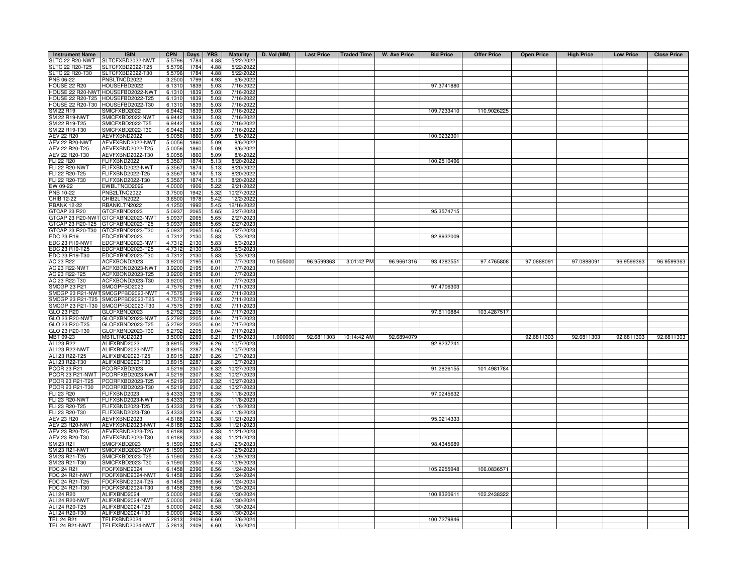| Instrument Name | ISIN | CPN | Days | YRS | Maturity | D. Vol (MM) | Last Price | Traded Time | W. Ave Price | Bid Price | Offer Price | Open Price | High Price | Low Price | Close Price |
|---|---|---|---|---|---|---|---|---|---|---|---|---|---|---|---|
| SLTC 22 R20-NWT | SLTCFXBD2022-NWT | 5.5796 | 1784 | 4.88 | 5/22/2022 | | | | | | | | | | |
| SLTC 22 R20-T25 | SLTCFXBD2022-T25 | 5.5796 | 1784 | 4.88 | 5/22/2022 | | | | | | | | | | |
| SLTC 22 R20-T30 | SLTCFXBD2022-T30 | 5.5796 | 1784 | 4.88 | 5/22/2022 | | | | | | | | | | |
| PNB 06-22 | PNBLTNCD2022 | 3.2500 | 1799 | 4.93 | 6/6/2022 | | | | | | | | | | |
| HOUSE 22 R20 | HOUSEFBD2022 | 6.1310 | 1839 | 5.03 | 7/16/2022 | | | | | 97.3741880 | | | | | |
| HOUSE 22 R20-NWT | HOUSEFBD2022-NWT | 6.1310 | 1839 | 5.03 | 7/16/2022 | | | | | | | | | | |
| HOUSE 22 R20-T25 | HOUSEFBD2022-T25 | 6.1310 | 1839 | 5.03 | 7/16/2022 | | | | | | | | | | |
| HOUSE 22 R20-T30 | HOUSEFBD2022-T30 | 6.1310 | 1839 | 5.03 | 7/16/2022 | | | | | | | | | | |
| SM 22 R19 | SMICFXBD2022 | 6.9442 | 1839 | 5.03 | 7/16/2022 | | | | | 109.7233410 | 110.9026225 | | | | |
| SM 22 R19-NWT | SMICFXBD2022-NWT | 6.9442 | 1839 | 5.03 | 7/16/2022 | | | | | | | | | | |
| SM 22 R19-T25 | SMICFXBD2022-T25 | 6.9442 | 1839 | 5.03 | 7/16/2022 | | | | | | | | | | |
| SM 22 R19-T30 | SMICFXBD2022-T30 | 6.9442 | 1839 | 5.03 | 7/16/2022 | | | | | | | | | | |
| AEV 22 R20 | AEVFXBND2022 | 5.0056 | 1860 | 5.09 | 8/6/2022 | | | | | 100.0232301 | | | | | |
| AEV 22 R20-NWT | AEVFXBND2022-NWT | 5.0056 | 1860 | 5.09 | 8/6/2022 | | | | | | | | | | |
| AEV 22 R20-T25 | AEVFXBND2022-T25 | 5.0056 | 1860 | 5.09 | 8/6/2022 | | | | | | | | | | |
| AEV 22 R20-T30 | AEVFXBND2022-T30 | 5.0056 | 1860 | 5.09 | 8/6/2022 | | | | | | | | | | |
| FLI 22 R20 | FLIFXBND2022 | 5.3567 | 1874 | 5.13 | 8/20/2022 | | | | | 100.2510496 | | | | | |
| FLI 22 R20-NWT | FLIFXBND2022-NWT | 5.3567 | 1874 | 5.13 | 8/20/2022 | | | | | | | | | | |
| FLI 22 R20-T25 | FLIFXBND2022-T25 | 5.3567 | 1874 | 5.13 | 8/20/2022 | | | | | | | | | | |
| FLI 22 R20-T30 | FLIFXBND2022-T30 | 5.3567 | 1874 | 5.13 | 8/20/2022 | | | | | | | | | | |
| EW 09-22 | EWBLTNCD2022 | 4.0000 | 1906 | 5.22 | 9/21/2022 | | | | | | | | | | |
| PNB 10-22 | PNB2LTNC2022 | 3.7500 | 1942 | 5.32 | 10/27/2022 | | | | | | | | | | |
| CHIB 12-22 | CHIB2LTN2022 | 3.6500 | 1978 | 5.42 | 12/2/2022 | | | | | | | | | | |
| RBANK 12-22 | RBANKLTN2022 | 4.1250 | 1992 | 5.45 | 12/16/2022 | | | | | | | | | | |
| GTCAP 23 R20 | GTCFXBND2023 | 5.0937 | 2065 | 5.65 | 2/27/2023 | | | | | 95.3574715 | | | | | |
| GTCAP 23 R20-NWT | GTCFXBND2023-NWT | 5.0937 | 2065 | 5.65 | 2/27/2023 | | | | | | | | | | |
| GTCAP 23 R20-T25 | GTCFXBND2023-T25 | 5.0937 | 2065 | 5.65 | 2/27/2023 | | | | | | | | | | |
| GTCAP 23 R20-T30 | GTCFXBND2023-T30 | 5.0937 | 2065 | 5.65 | 2/27/2023 | | | | | | | | | | |
| EDC 23 R19 | EDCFXBND2023 | 4.7312 | 2130 | 5.83 | 5/3/2023 | | | | | 92.8932009 | | | | | |
| EDC 23 R19-NWT | EDCFXBND2023-NWT | 4.7312 | 2130 | 5.83 | 5/3/2023 | | | | | | | | | | |
| EDC 23 R19-T25 | EDCFXBND2023-T25 | 4.7312 | 2130 | 5.83 | 5/3/2023 | | | | | | | | | | |
| EDC 23 R19-T30 | EDCFXBND2023-T30 | 4.7312 | 2130 | 5.83 | 5/3/2023 | | | | | | | | | | |
| AC 23 R22 | ACFXBOND2023 | 3.9200 | 2195 | 6.01 | 7/7/2023 | 10.505000 | 96.9599363 | 3:01:42 PM | 96.9661316 | 93.4282551 | 97.4765808 | 97.0888091 | 97.0888091 | 96.9599363 | 96.9599363 |
| AC 23 R22-NWT | ACFXBOND2023-NWT | 3.9200 | 2195 | 6.01 | 7/7/2023 | | | | | | | | | | |
| AC 23 R22-T25 | ACFXBOND2023-T25 | 3.9200 | 2195 | 6.01 | 7/7/2023 | | | | | | | | | | |
| AC 23 R22-T30 | ACFXBOND2023-T30 | 3.9200 | 2195 | 6.01 | 7/7/2023 | | | | | | | | | | |
| SMCGP 23 R21 | SMCGPFBD2023 | 4.7575 | 2199 | 6.02 | 7/11/2023 | | | | | 97.4706303 | | | | | |
| SMCGP 23 R21-NWT | SMCGPFBD2023-NWT | 4.7575 | 2199 | 6.02 | 7/11/2023 | | | | | | | | | | |
| SMCGP 23 R21-T25 | SMCGPFBD2023-T25 | 4.7575 | 2199 | 6.02 | 7/11/2023 | | | | | | | | | | |
| SMCGP 23 R21-T30 | SMCGPFBD2023-T30 | 4.7575 | 2199 | 6.02 | 7/11/2023 | | | | | | | | | | |
| GLO 23 R20 | GLOFXBND2023 | 5.2792 | 2205 | 6.04 | 7/17/2023 | | | | | 97.6110884 | 103.4287517 | | | | |
| GLO 23 R20-NWT | GLOFXBND2023-NWT | 5.2792 | 2205 | 6.04 | 7/17/2023 | | | | | | | | | | |
| GLO 23 R20-T25 | GLOFXBND2023-T25 | 5.2792 | 2205 | 6.04 | 7/17/2023 | | | | | | | | | | |
| GLO 23 R20-T30 | GLOFXBND2023-T30 | 5.2792 | 2205 | 6.04 | 7/17/2023 | | | | | | | | | | |
| MBT 09-23 | MBTLTNCD2023 | 3.5000 | 2269 | 6.21 | 9/19/2023 | 1.000000 | 92.6811303 | 10:14:42 AM | 92.6894079 | | | 92.6811303 | 92.6811303 | 92.6811303 | 92.6811303 |
| ALI 23 R22 | ALIFXBND2023 | 3.8915 | 2287 | 6.26 | 10/7/2023 | | | | | 92.8237241 | | | | | |
| ALI 23 R22-NWT | ALIFXBND2023-NWT | 3.8915 | 2287 | 6.26 | 10/7/2023 | | | | | | | | | | |
| ALI 23 R22-T25 | ALIFXBND2023-T25 | 3.8915 | 2287 | 6.26 | 10/7/2023 | | | | | | | | | | |
| ALI 23 R22-T30 | ALIFXBND2023-T30 | 3.8915 | 2287 | 6.26 | 10/7/2023 | | | | | | | | | | |
| PCOR 23 R21 | PCORFXBD2023 | 4.5219 | 2307 | 6.32 | 10/27/2023 | | | | | 91.2826155 | 101.4981784 | | | | |
| PCOR 23 R21-NWT | PCORFXBD2023-NWT | 4.5219 | 2307 | 6.32 | 10/27/2023 | | | | | | | | | | |
| PCOR 23 R21-T25 | PCORFXBD2023-T25 | 4.5219 | 2307 | 6.32 | 10/27/2023 | | | | | | | | | | |
| PCOR 23 R21-T30 | PCORFXBD2023-T30 | 4.5219 | 2307 | 6.32 | 10/27/2023 | | | | | | | | | | |
| FLI 23 R20 | FLIFXBND2023 | 5.4333 | 2319 | 6.35 | 11/8/2023 | | | | | 97.0245632 | | | | | |
| FLI 23 R20-NWT | FLIFXBND2023-NWT | 5.4333 | 2319 | 6.35 | 11/8/2023 | | | | | | | | | | |
| FLI 23 R20-T25 | FLIFXBND2023-T25 | 5.4333 | 2319 | 6.35 | 11/8/2023 | | | | | | | | | | |
| FLI 23 R20-T30 | FLIFXBND2023-T30 | 5.4333 | 2319 | 6.35 | 11/8/2023 | | | | | | | | | | |
| AEV 23 R20 | AEVFXBND2023 | 4.6188 | 2332 | 6.38 | 11/21/2023 | | | | | 95.0214333 | | | | | |
| AEV 23 R20-NWT | AEVFXBND2023-NWT | 4.6188 | 2332 | 6.38 | 11/21/2023 | | | | | | | | | | |
| AEV 23 R20-T25 | AEVFXBND2023-T25 | 4.6188 | 2332 | 6.38 | 11/21/2023 | | | | | | | | | | |
| AEV 23 R20-T30 | AEVFXBND2023-T30 | 4.6188 | 2332 | 6.38 | 11/21/2023 | | | | | | | | | | |
| SM 23 R21 | SMICFXBD2023 | 5.1590 | 2350 | 6.43 | 12/9/2023 | | | | | 98.4345689 | | | | | |
| SM 23 R21-NWT | SMICFXBD2023-NWT | 5.1590 | 2350 | 6.43 | 12/9/2023 | | | | | | | | | | |
| SM 23 R21-T25 | SMICFXBD2023-T25 | 5.1590 | 2350 | 6.43 | 12/9/2023 | | | | | | | | | | |
| SM 23 R21-T30 | SMICFXBD2023-T30 | 5.1590 | 2350 | 6.43 | 12/9/2023 | | | | | | | | | | |
| FDC 24 R21 | FDCFXBND2024 | 6.1458 | 2396 | 6.56 | 1/24/2024 | | | | | 105.2255948 | 106.0836571 | | | | |
| FDC 24 R21-NWT | FDCFXBND2024-NWT | 6.1458 | 2396 | 6.56 | 1/24/2024 | | | | | | | | | | |
| FDC 24 R21-T25 | FDCFXBND2024-T25 | 6.1458 | 2396 | 6.56 | 1/24/2024 | | | | | | | | | | |
| FDC 24 R21-T30 | FDCFXBND2024-T30 | 6.1458 | 2396 | 6.56 | 1/24/2024 | | | | | | | | | | |
| ALI 24 R20 | ALIFXBND2024 | 5.0000 | 2402 | 6.58 | 1/30/2024 | | | | | 100.8320611 | 102.2438322 | | | | |
| ALI 24 R20-NWT | ALIFXBND2024-NWT | 5.0000 | 2402 | 6.58 | 1/30/2024 | | | | | | | | | | |
| ALI 24 R20-T25 | ALIFXBND2024-T25 | 5.0000 | 2402 | 6.58 | 1/30/2024 | | | | | | | | | | |
| ALI 24 R20-T30 | ALIFXBND2024-T30 | 5.0000 | 2402 | 6.58 | 1/30/2024 | | | | | | | | | | |
| TEL 24 R21 | TELFXBND2024 | 5.2813 | 2409 | 6.60 | 2/6/2024 | | | | | 100.7279846 | | | | | |
| TEL 24 R21-NWT | TELFXBND2024-NWT | 5.2813 | 2409 | 6.60 | 2/6/2024 | | | | | | | | | | |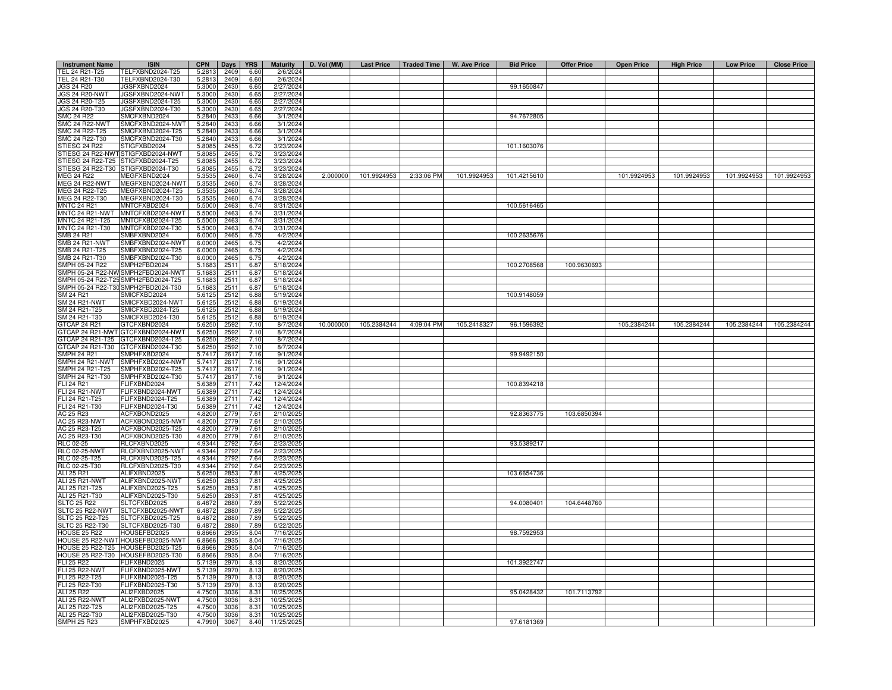| Instrument Name | ISIN | CPN | Days | YRS | Maturity | D. Vol (MM) | Last Price | Traded Time | W. Ave Price | Bid Price | Offer Price | Open Price | High Price | Low Price | Close Price |
|---|---|---|---|---|---|---|---|---|---|---|---|---|---|---|---|
| TEL 24 R21-T25 | TELFXBND2024-T25 | 5.2813 | 2409 | 6.60 | 2/6/2024 | | | | | | | | | | |
| TEL 24 R21-T30 | TELFXBND2024-T30 | 5.2813 | 2409 | 6.60 | 2/6/2024 | | | | | | | | | | |
| JGS 24 R20 | JGSFXBND2024 | 5.3000 | 2430 | 6.65 | 2/27/2024 | | | | | 99.1650847 | | | | | |
| JGS 24 R20-NWT | JGSFXBND2024-NWT | 5.3000 | 2430 | 6.65 | 2/27/2024 | | | | | | | | | | |
| JGS 24 R20-T25 | JGSFXBND2024-T25 | 5.3000 | 2430 | 6.65 | 2/27/2024 | | | | | | | | | | |
| JGS 24 R20-T30 | JGSFXBND2024-T30 | 5.3000 | 2430 | 6.65 | 2/27/2024 | | | | | | | | | | |
| SMC 24 R22 | SMCFXBND2024 | 5.2840 | 2433 | 6.66 | 3/1/2024 | | | | | 94.7672805 | | | | | |
| SMC 24 R22-NWT | SMCFXBND2024-NWT | 5.2840 | 2433 | 6.66 | 3/1/2024 | | | | | | | | | | |
| SMC 24 R22-T25 | SMCFXBND2024-T25 | 5.2840 | 2433 | 6.66 | 3/1/2024 | | | | | | | | | | |
| SMC 24 R22-T30 | SMCFXBND2024-T30 | 5.2840 | 2433 | 6.66 | 3/1/2024 | | | | | | | | | | |
| STIESG 24 R22 | STIGFXBD2024 | 5.8085 | 2455 | 6.72 | 3/23/2024 | | | | | 101.1603076 | | | | | |
| STIESG 24 R22-NWT | STIGFXBD2024-NWT | 5.8085 | 2455 | 6.72 | 3/23/2024 | | | | | | | | | | |
| STIESG 24 R22-T25 | STIGFXBD2024-T25 | 5.8085 | 2455 | 6.72 | 3/23/2024 | | | | | | | | | | |
| STIESG 24 R22-T30 | STIGFXBD2024-T30 | 5.8085 | 2455 | 6.72 | 3/23/2024 | | | | | | | | | | |
| MEG 24 R22 | MEGFXBND2024 | 5.3535 | 2460 | 6.74 | 3/28/2024 | 2.000000 | 101.9924953 | 2:33:06 PM | 101.9924953 | 101.4215610 | | 101.9924953 | 101.9924953 | 101.9924953 | 101.9924953 |
| MEG 24 R22-NWT | MEGFXBND2024-NWT | 5.3535 | 2460 | 6.74 | 3/28/2024 | | | | | | | | | | |
| MEG 24 R22-T25 | MEGFXBND2024-T25 | 5.3535 | 2460 | 6.74 | 3/28/2024 | | | | | | | | | | |
| MEG 24 R22-T30 | MEGFXBND2024-T30 | 5.3535 | 2460 | 6.74 | 3/28/2024 | | | | | | | | | | |
| MNTC 24 R21 | MNTCFXBD2024 | 5.5000 | 2463 | 6.74 | 3/31/2024 | | | | | 100.5616465 | | | | | |
| MNTC 24 R21-NWT | MNTCFXBD2024-NWT | 5.5000 | 2463 | 6.74 | 3/31/2024 | | | | | | | | | | |
| MNTC 24 R21-T25 | MNTCFXBD2024-T25 | 5.5000 | 2463 | 6.74 | 3/31/2024 | | | | | | | | | | |
| MNTC 24 R21-T30 | MNTCFXBD2024-T30 | 5.5000 | 2463 | 6.74 | 3/31/2024 | | | | | | | | | | |
| SMB 24 R21 | SMBFXBND2024 | 6.0000 | 2465 | 6.75 | 4/2/2024 | | | | | 100.2635676 | | | | | |
| SMB 24 R21-NWT | SMBFXBND2024-NWT | 6.0000 | 2465 | 6.75 | 4/2/2024 | | | | | | | | | | |
| SMB 24 R21-T25 | SMBFXBND2024-T25 | 6.0000 | 2465 | 6.75 | 4/2/2024 | | | | | | | | | | |
| SMB 24 R21-T30 | SMBFXBND2024-T30 | 6.0000 | 2465 | 6.75 | 4/2/2024 | | | | | | | | | | |
| SMPH 05-24 R22 | SMPH2FBD2024 | 5.1683 | 2511 | 6.87 | 5/18/2024 | | | | | 100.2708568 | 100.9630693 | | | | |
| SMPH 05-24 R22-NWT | SMPH2FBD2024-NWT | 5.1683 | 2511 | 6.87 | 5/18/2024 | | | | | | | | | | |
| SMPH 05-24 R22-T25 | SMPH2FBD2024-T25 | 5.1683 | 2511 | 6.87 | 5/18/2024 | | | | | | | | | | |
| SMPH 05-24 R22-T30 | SMPH2FBD2024-T30 | 5.1683 | 2511 | 6.87 | 5/18/2024 | | | | | | | | | | |
| SM 24 R21 | SMICFXBD2024 | 5.6125 | 2512 | 6.88 | 5/19/2024 | | | | | 100.9148059 | | | | | |
| SM 24 R21-NWT | SMICFXBD2024-NWT | 5.6125 | 2512 | 6.88 | 5/19/2024 | | | | | | | | | | |
| SM 24 R21-T25 | SMICFXBD2024-T25 | 5.6125 | 2512 | 6.88 | 5/19/2024 | | | | | | | | | | |
| SM 24 R21-T30 | SMICFXBD2024-T30 | 5.6125 | 2512 | 6.88 | 5/19/2024 | | | | | | | | | | |
| GTCAP 24 R21 | GTCFXBND2024 | 5.6250 | 2592 | 7.10 | 8/7/2024 | 10.000000 | 105.2384244 | 4:09:04 PM | 105.2418327 | 96.1596392 | | 105.2384244 | 105.2384244 | 105.2384244 | 105.2384244 |
| GTCAP 24 R21-NWT | GTCFXBND2024-NWT | 5.6250 | 2592 | 7.10 | 8/7/2024 | | | | | | | | | | |
| GTCAP 24 R21-T25 | GTCFXBND2024-T25 | 5.6250 | 2592 | 7.10 | 8/7/2024 | | | | | | | | | | |
| GTCAP 24 R21-T30 | GTCFXBND2024-T30 | 5.6250 | 2592 | 7.10 | 8/7/2024 | | | | | | | | | | |
| SMPH 24 R21 | SMPHFXBD2024 | 5.7417 | 2617 | 7.16 | 9/1/2024 | | | | | 99.9492150 | | | | | |
| SMPH 24 R21-NWT | SMPHFXBD2024-NWT | 5.7417 | 2617 | 7.16 | 9/1/2024 | | | | | | | | | | |
| SMPH 24 R21-T25 | SMPHFXBD2024-T25 | 5.7417 | 2617 | 7.16 | 9/1/2024 | | | | | | | | | | |
| SMPH 24 R21-T30 | SMPHFXBD2024-T30 | 5.7417 | 2617 | 7.16 | 9/1/2024 | | | | | | | | | | |
| FLI 24 R21 | FLIFXBND2024 | 5.6389 | 2711 | 7.42 | 12/4/2024 | | | | | 100.8394218 | | | | | |
| FLI 24 R21-NWT | FLIFXBND2024-NWT | 5.6389 | 2711 | 7.42 | 12/4/2024 | | | | | | | | | | |
| FLI 24 R21-T25 | FLIFXBND2024-T25 | 5.6389 | 2711 | 7.42 | 12/4/2024 | | | | | | | | | | |
| FLI 24 R21-T30 | FLIFXBND2024-T30 | 5.6389 | 2711 | 7.42 | 12/4/2024 | | | | | | | | | | |
| AC 25 R23 | ACFXBOND2025 | 4.8200 | 2779 | 7.61 | 2/10/2025 | | | | | 92.8363775 | 103.6850394 | | | | |
| AC 25 R23-NWT | ACFXBOND2025-NWT | 4.8200 | 2779 | 7.61 | 2/10/2025 | | | | | | | | | | |
| AC 25 R23-T25 | ACFXBOND2025-T25 | 4.8200 | 2779 | 7.61 | 2/10/2025 | | | | | | | | | | |
| AC 25 R23-T30 | ACFXBOND2025-T30 | 4.8200 | 2779 | 7.61 | 2/10/2025 | | | | | | | | | | |
| RLC 02-25 | RLCFXBND2025 | 4.9344 | 2792 | 7.64 | 2/23/2025 | | | | | 93.5389217 | | | | | |
| RLC 02-25-NWT | RLCFXBND2025-NWT | 4.9344 | 2792 | 7.64 | 2/23/2025 | | | | | | | | | | |
| RLC 02-25-T25 | RLCFXBND2025-T25 | 4.9344 | 2792 | 7.64 | 2/23/2025 | | | | | | | | | | |
| RLC 02-25-T30 | RLCFXBND2025-T30 | 4.9344 | 2792 | 7.64 | 2/23/2025 | | | | | | | | | | |
| ALI 25 R21 | ALIFXBND2025 | 5.6250 | 2853 | 7.81 | 4/25/2025 | | | | | 103.6654736 | | | | | |
| ALI 25 R21-NWT | ALIFXBND2025-NWT | 5.6250 | 2853 | 7.81 | 4/25/2025 | | | | | | | | | | |
| ALI 25 R21-T25 | ALIFXBND2025-T25 | 5.6250 | 2853 | 7.81 | 4/25/2025 | | | | | | | | | | |
| ALI 25 R21-T30 | ALIFXBND2025-T30 | 5.6250 | 2853 | 7.81 | 4/25/2025 | | | | | | | | | | |
| SLTC 25 R22 | SLTCFXBD2025 | 6.4872 | 2880 | 7.89 | 5/22/2025 | | | | | 94.0080401 | 104.6448760 | | | | |
| SLTC 25 R22-NWT | SLTCFXBD2025-NWT | 6.4872 | 2880 | 7.89 | 5/22/2025 | | | | | | | | | | |
| SLTC 25 R22-T25 | SLTCFXBD2025-T25 | 6.4872 | 2880 | 7.89 | 5/22/2025 | | | | | | | | | | |
| SLTC 25 R22-T30 | SLTCFXBD2025-T30 | 6.4872 | 2880 | 7.89 | 5/22/2025 | | | | | | | | | | |
| HOUSE 25 R22 | HOUSEFBD2025 | 6.8666 | 2935 | 8.04 | 7/16/2025 | | | | | 98.7592953 | | | | | |
| HOUSE 25 R22-NWT | HOUSEFBD2025-NWT | 6.8666 | 2935 | 8.04 | 7/16/2025 | | | | | | | | | | |
| HOUSE 25 R22-T25 | HOUSEFBD2025-T25 | 6.8666 | 2935 | 8.04 | 7/16/2025 | | | | | | | | | | |
| HOUSE 25 R22-T30 | HOUSEFBD2025-T30 | 6.8666 | 2935 | 8.04 | 7/16/2025 | | | | | | | | | | |
| FLI 25 R22 | FLIFXBND2025 | 5.7139 | 2970 | 8.13 | 8/20/2025 | | | | | 101.3922747 | | | | | |
| FLI 25 R22-NWT | FLIFXBND2025-NWT | 5.7139 | 2970 | 8.13 | 8/20/2025 | | | | | | | | | | |
| FLI 25 R22-T25 | FLIFXBND2025-T25 | 5.7139 | 2970 | 8.13 | 8/20/2025 | | | | | | | | | | |
| FLI 25 R22-T30 | FLIFXBND2025-T30 | 5.7139 | 2970 | 8.13 | 8/20/2025 | | | | | | | | | | |
| ALI 25 R22 | ALI2FXBD2025 | 4.7500 | 3036 | 8.31 | 10/25/2025 | | | | | 95.0428432 | 101.7113792 | | | | |
| ALI 25 R22-NWT | ALI2FXBD2025-NWT | 4.7500 | 3036 | 8.31 | 10/25/2025 | | | | | | | | | | |
| ALI 25 R22-T25 | ALI2FXBD2025-T25 | 4.7500 | 3036 | 8.31 | 10/25/2025 | | | | | | | | | | |
| ALI 25 R22-T30 | ALI2FXBD2025-T30 | 4.7500 | 3036 | 8.31 | 10/25/2025 | | | | | | | | | | |
| SMPH 25 R23 | SMPHFXBD2025 | 4.7990 | 3067 | 8.40 | 11/25/2025 | | | | | 97.6181369 | | | | | |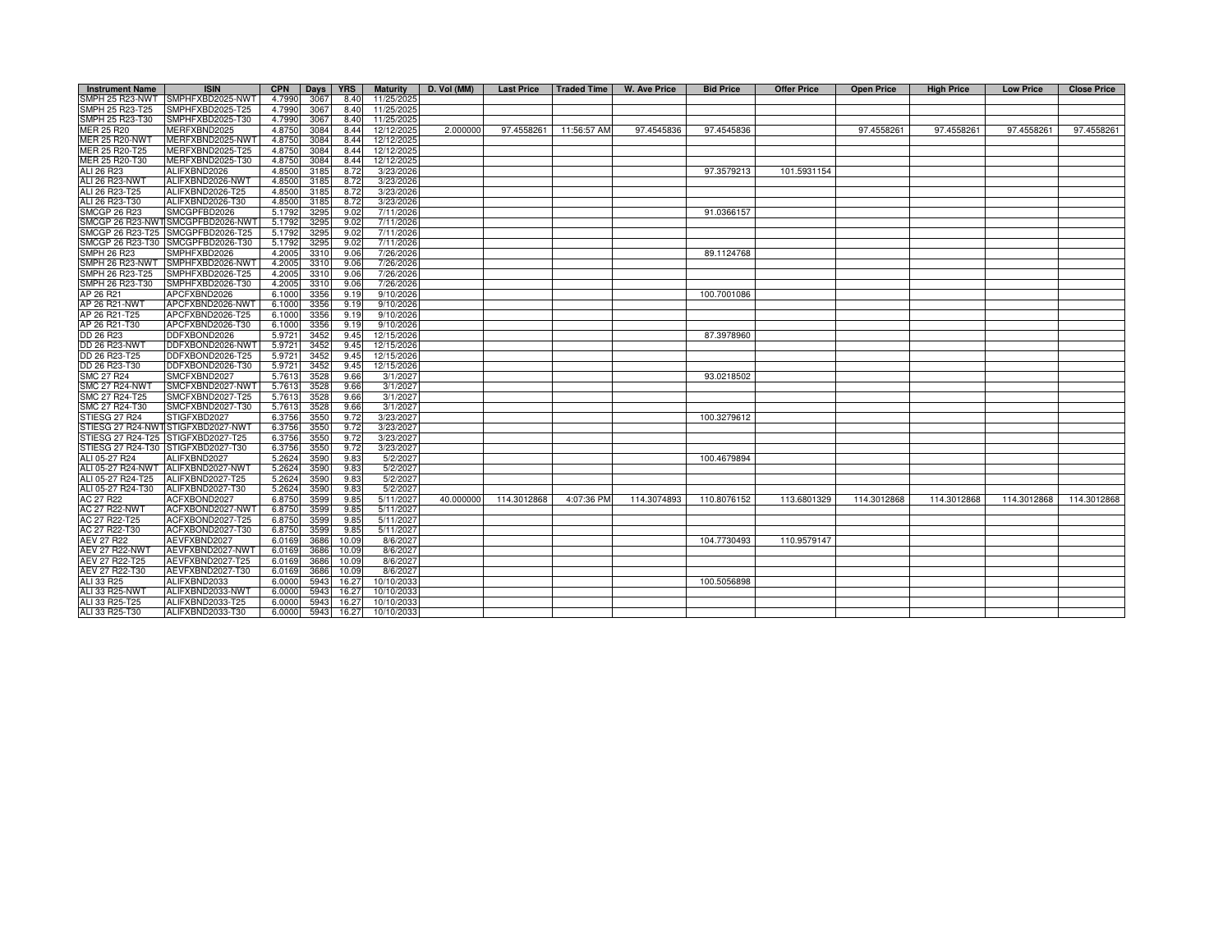| Instrument Name | ISIN | CPN | Days | YRS | Maturity | D. Vol (MM) | Last Price | Traded Time | W. Ave Price | Bid Price | Offer Price | Open Price | High Price | Low Price | Close Price |
|---|---|---|---|---|---|---|---|---|---|---|---|---|---|---|---|
| SMPH 25 R23-NWT | SMPHFXBD2025-NWT | 4.7990 | 3067 | 8.40 | 11/25/2025 | | | | | | | | | | |
| SMPH 25 R23-T25 | SMPHFXBD2025-T25 | 4.7990 | 3067 | 8.40 | 11/25/2025 | | | | | | | | | | |
| SMPH 25 R23-T30 | SMPHFXBD2025-T30 | 4.7990 | 3067 | 8.40 | 11/25/2025 | | | | | | | | | | |
| MER 25 R20 | MERFXBND2025 | 4.8750 | 3084 | 8.44 | 12/12/2025 | 2.000000 | 97.4558261 | 11:56:57 AM | 97.4545836 | 97.4545836 | | 97.4558261 | 97.4558261 | 97.4558261 | 97.4558261 |
| MER 25 R20-NWT | MERFXBND2025-NWT | 4.8750 | 3084 | 8.44 | 12/12/2025 | | | | | | | | | | |
| MER 25 R20-T25 | MERFXBND2025-T25 | 4.8750 | 3084 | 8.44 | 12/12/2025 | | | | | | | | | | |
| MER 25 R20-T30 | MERFXBND2025-T30 | 4.8750 | 3084 | 8.44 | 12/12/2025 | | | | | | | | | | |
| ALI 26 R23 | ALIFXBND2026 | 4.8500 | 3185 | 8.72 | 3/23/2026 | | | | | 97.3579213 | 101.5931154 | | | | |
| ALI 26 R23-NWT | ALIFXBND2026-NWT | 4.8500 | 3185 | 8.72 | 3/23/2026 | | | | | | | | | | |
| ALI 26 R23-T25 | ALIFXBND2026-T25 | 4.8500 | 3185 | 8.72 | 3/23/2026 | | | | | | | | | | |
| ALI 26 R23-T30 | ALIFXBND2026-T30 | 4.8500 | 3185 | 8.72 | 3/23/2026 | | | | | | | | | | |
| SMCGP 26 R23 | SMCGPFBD2026 | 5.1792 | 3295 | 9.02 | 7/11/2026 | | | | | 91.0366157 | | | | | |
| SMCGP 26 R23-NWT | SMCGPFBD2026-NWT | 5.1792 | 3295 | 9.02 | 7/11/2026 | | | | | | | | | | |
| SMCGP 26 R23-T25 | SMCGPFBD2026-T25 | 5.1792 | 3295 | 9.02 | 7/11/2026 | | | | | | | | | | |
| SMCGP 26 R23-T30 | SMCGPFBD2026-T30 | 5.1792 | 3295 | 9.02 | 7/11/2026 | | | | | | | | | | |
| SMPH 26 R23 | SMPHFXBD2026 | 4.2005 | 3310 | 9.06 | 7/26/2026 | | | | | 89.1124768 | | | | | |
| SMPH 26 R23-NWT | SMPHFXBD2026-NWT | 4.2005 | 3310 | 9.06 | 7/26/2026 | | | | | | | | | | |
| SMPH 26 R23-T25 | SMPHFXBD2026-T25 | 4.2005 | 3310 | 9.06 | 7/26/2026 | | | | | | | | | | |
| SMPH 26 R23-T30 | SMPHFXBD2026-T30 | 4.2005 | 3310 | 9.06 | 7/26/2026 | | | | | | | | | | |
| AP 26 R21 | APCFXBND2026 | 6.1000 | 3356 | 9.19 | 9/10/2026 | | | | | 100.7001086 | | | | | |
| AP 26 R21-NWT | APCFXBND2026-NWT | 6.1000 | 3356 | 9.19 | 9/10/2026 | | | | | | | | | | |
| AP 26 R21-T25 | APCFXBND2026-T25 | 6.1000 | 3356 | 9.19 | 9/10/2026 | | | | | | | | | | |
| AP 26 R21-T30 | APCFXBND2026-T30 | 6.1000 | 3356 | 9.19 | 9/10/2026 | | | | | | | | | | |
| DD 26 R23 | DDFXBOND2026 | 5.9721 | 3452 | 9.45 | 12/15/2026 | | | | | 87.3978960 | | | | | |
| DD 26 R23-NWT | DDFXBOND2026-NWT | 5.9721 | 3452 | 9.45 | 12/15/2026 | | | | | | | | | | |
| DD 26 R23-T25 | DDFXBOND2026-T25 | 5.9721 | 3452 | 9.45 | 12/15/2026 | | | | | | | | | | |
| DD 26 R23-T30 | DDFXBOND2026-T30 | 5.9721 | 3452 | 9.45 | 12/15/2026 | | | | | | | | | | |
| SMC 27 R24 | SMCFXBND2027 | 5.7613 | 3528 | 9.66 | 3/1/2027 | | | | | 93.0218502 | | | | | |
| SMC 27 R24-NWT | SMCFXBND2027-NWT | 5.7613 | 3528 | 9.66 | 3/1/2027 | | | | | | | | | | |
| SMC 27 R24-T25 | SMCFXBND2027-T25 | 5.7613 | 3528 | 9.66 | 3/1/2027 | | | | | | | | | | |
| SMC 27 R24-T30 | SMCFXBND2027-T30 | 5.7613 | 3528 | 9.66 | 3/1/2027 | | | | | | | | | | |
| STIESG 27 R24 | STIGFXBD2027 | 6.3756 | 3550 | 9.72 | 3/23/2027 | | | | | 100.3279612 | | | | | |
| STIESG 27 R24-NWT | STIGFXBD2027-NWT | 6.3756 | 3550 | 9.72 | 3/23/2027 | | | | | | | | | | |
| STIESG 27 R24-T25 | STIGFXBD2027-T25 | 6.3756 | 3550 | 9.72 | 3/23/2027 | | | | | | | | | | |
| STIESG 27 R24-T30 | STIGFXBD2027-T30 | 6.3756 | 3550 | 9.72 | 3/23/2027 | | | | | | | | | | |
| ALI 05-27 R24 | ALIFXBND2027 | 5.2624 | 3590 | 9.83 | 5/2/2027 | | | | | 100.4679894 | | | | | |
| ALI 05-27 R24-NWT | ALIFXBND2027-NWT | 5.2624 | 3590 | 9.83 | 5/2/2027 | | | | | | | | | | |
| ALI 05-27 R24-T25 | ALIFXBND2027-T25 | 5.2624 | 3590 | 9.83 | 5/2/2027 | | | | | | | | | | |
| ALI 05-27 R24-T30 | ALIFXBND2027-T30 | 5.2624 | 3590 | 9.83 | 5/2/2027 | | | | | | | | | | |
| AC 27 R22 | ACFXBOND2027 | 6.8750 | 3599 | 9.85 | 5/11/2027 | 40.000000 | 114.3012868 | 4:07:36 PM | 114.3074893 | 110.8076152 | 113.6801329 | 114.3012868 | 114.3012868 | 114.3012868 | 114.3012868 |
| AC 27 R22-NWT | ACFXBOND2027-NWT | 6.8750 | 3599 | 9.85 | 5/11/2027 | | | | | | | | | | |
| AC 27 R22-T25 | ACFXBOND2027-T25 | 6.8750 | 3599 | 9.85 | 5/11/2027 | | | | | | | | | | |
| AC 27 R22-T30 | ACFXBOND2027-T30 | 6.8750 | 3599 | 9.85 | 5/11/2027 | | | | | | | | | | |
| AEV 27 R22 | AEVFXBND2027 | 6.0169 | 3686 | 10.09 | 8/6/2027 | | | | | 104.7730493 | 110.9579147 | | | | |
| AEV 27 R22-NWT | AEVFXBND2027-NWT | 6.0169 | 3686 | 10.09 | 8/6/2027 | | | | | | | | | | |
| AEV 27 R22-T25 | AEVFXBND2027-T25 | 6.0169 | 3686 | 10.09 | 8/6/2027 | | | | | | | | | | |
| AEV 27 R22-T30 | AEVFXBND2027-T30 | 6.0169 | 3686 | 10.09 | 8/6/2027 | | | | | | | | | | |
| ALI 33 R25 | ALIFXBND2033 | 6.0000 | 5943 | 16.27 | 10/10/2033 | | | | | 100.5056898 | | | | | |
| ALI 33 R25-NWT | ALIFXBND2033-NWT | 6.0000 | 5943 | 16.27 | 10/10/2033 | | | | | | | | | | |
| ALI 33 R25-T25 | ALIFXBND2033-T25 | 6.0000 | 5943 | 16.27 | 10/10/2033 | | | | | | | | | | |
| ALI 33 R25-T30 | ALIFXBND2033-T30 | 6.0000 | 5943 | 16.27 | 10/10/2033 | | | | | | | | | | |